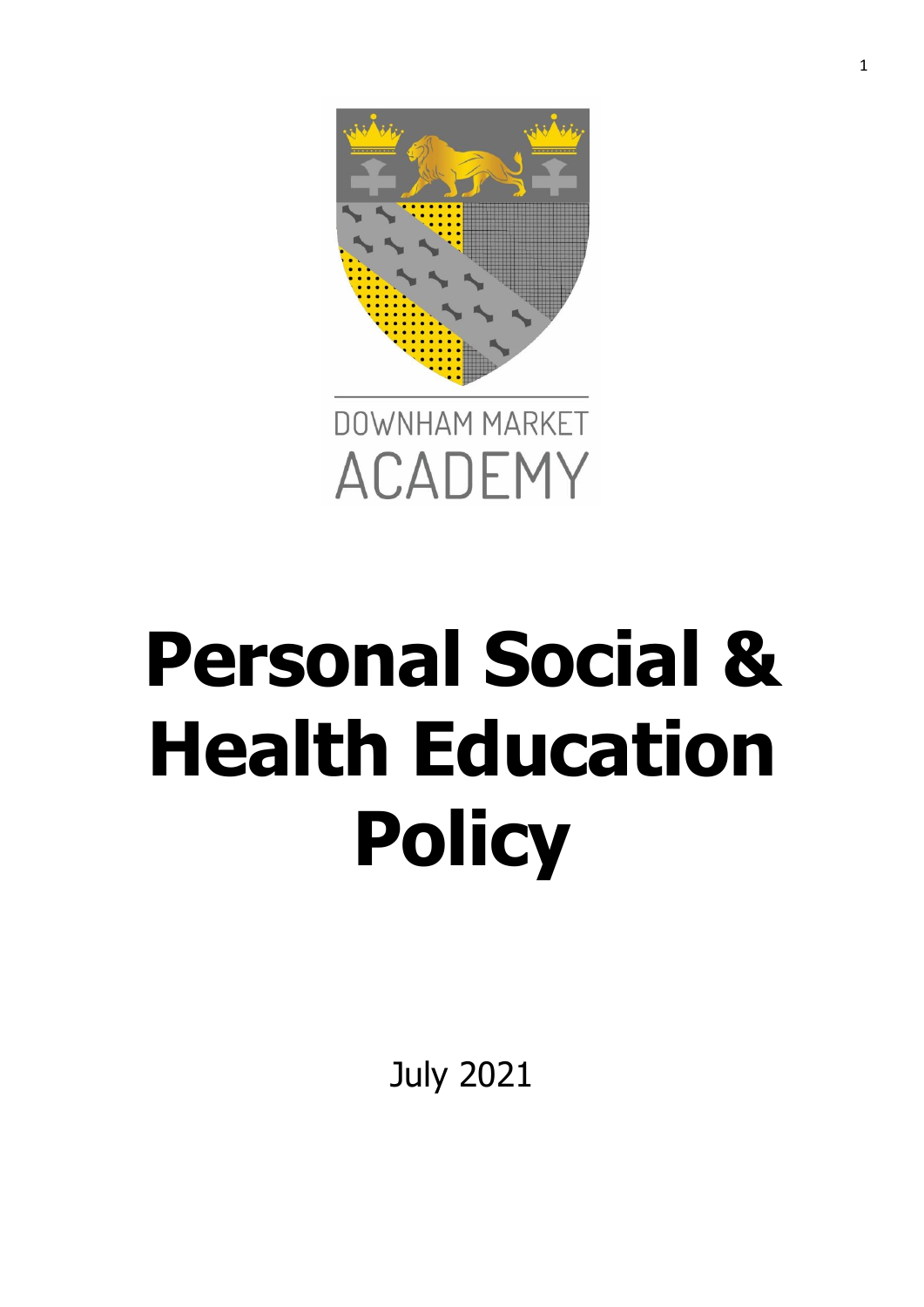DOWNHAM MARKET ACADEMY

# Personal Social & Health Education Policy

July 2021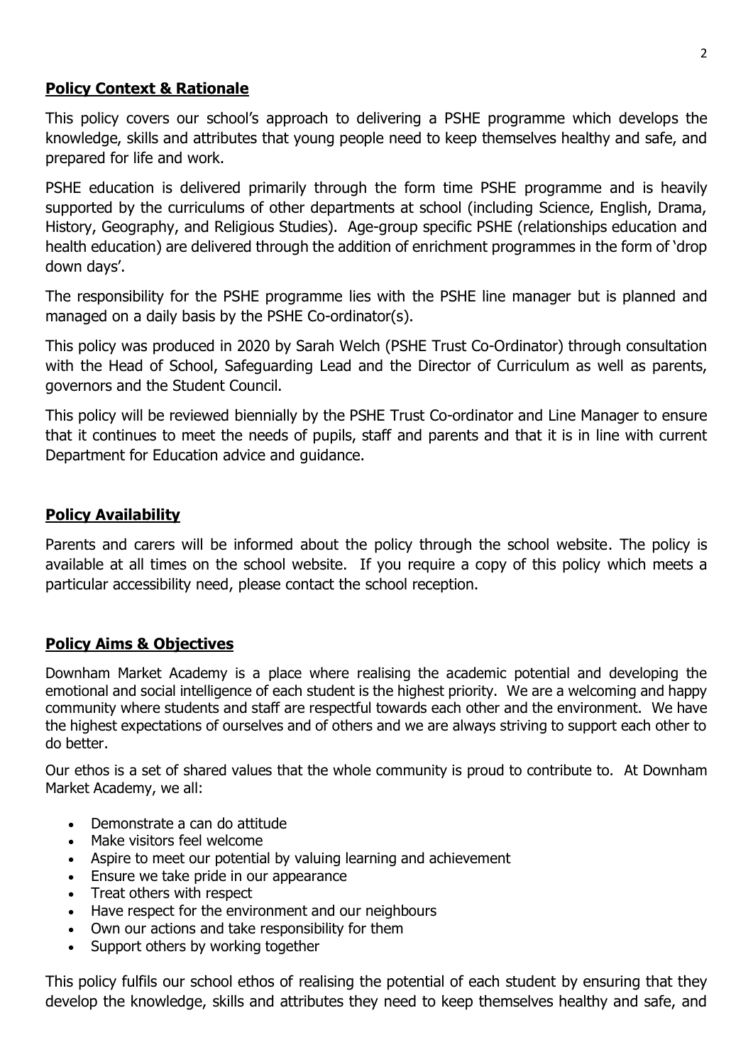## **Policy Context & Rationale**

This policy covers our school's approach to delivering a PSHE programme which develops the knowledge, skills and attributes that young people need to keep themselves healthy and safe, and prepared for life and work.

PSHE education is delivered primarily through the form time PSHE programme and is heavily supported by the curriculums of other departments at school (including Science, English, Drama, History, Geography, and Religious Studies). Age-group specific PSHE (relationships education and health education) are delivered through the addition of enrichment programmes in the form of 'drop down days'.

The responsibility for the PSHE programme lies with the PSHE line manager but is planned and managed on a daily basis by the PSHE Co-ordinator(s).

This policy was produced in 2020 by Sarah Welch (PSHE Trust Co-Ordinator) through consultation with the Head of School, Safeguarding Lead and the Director of Curriculum as well as parents, governors and the Student Council.

This policy will be reviewed biennially by the PSHE Trust Co-ordinator and Line Manager to ensure that it continues to meet the needs of pupils, staff and parents and that it is in line with current Department for Education advice and guidance.

## **Policy Availability**

Parents and carers will be informed about the policy through the school website. The policy is available at all times on the school website. If you require a copy of this policy which meets a particular accessibility need, please contact the school reception.

## **Policy Aims & Objectives**

Downham Market Academy is a place where realising the academic potential and developing the emotional and social intelligence of each student is the highest priority. We are a welcoming and happy community where students and staff are respectful towards each other and the environment. We have the highest expectations of ourselves and of others and we are always striving to support each other to do better.

Our ethos is a set of shared values that the whole community is proud to contribute to. At Downham Market Academy, we all:

- Demonstrate a can do attitude
- Make visitors feel welcome
- Aspire to meet our potential by valuing learning and achievement
- Ensure we take pride in our appearance
- Treat others with respect
- Have respect for the environment and our neighbours
- Own our actions and take responsibility for them
- Support others by working together

This policy fulfils our school ethos of realising the potential of each student by ensuring that they develop the knowledge, skills and attributes they need to keep themselves healthy and safe, and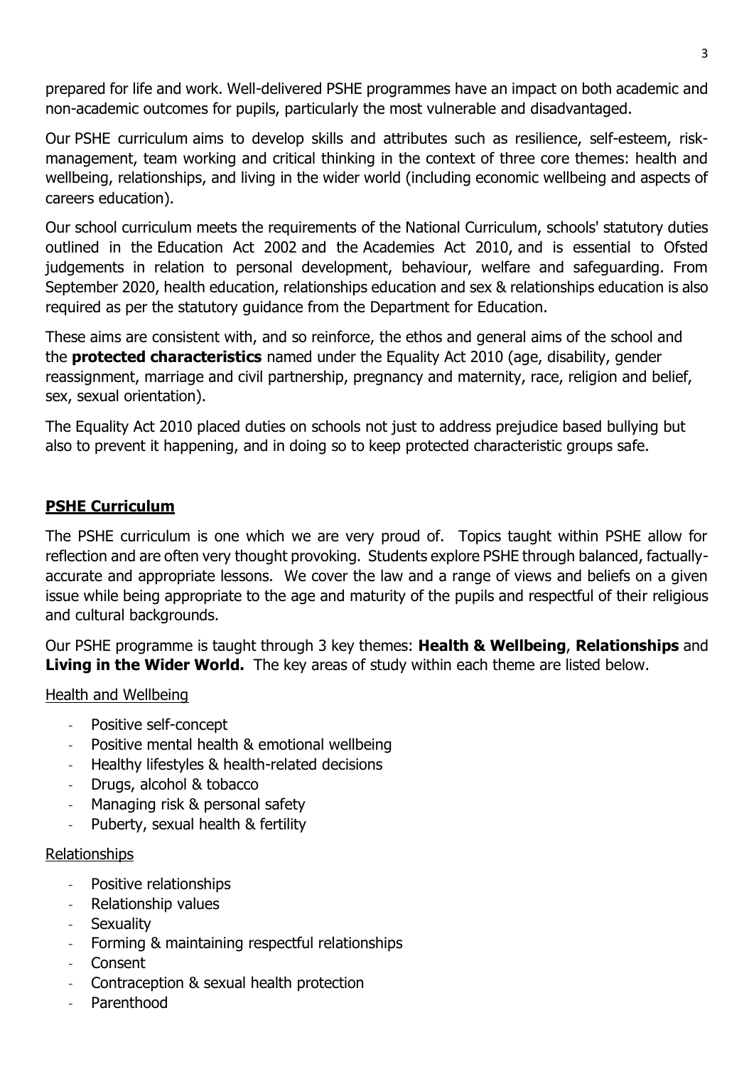prepared for life and work. Well-delivered PSHE programmes have an impact on both academic and non-academic outcomes for pupils, particularly the most vulnerable and disadvantaged.

Our PSHE curriculum aims to develop skills and attributes such as resilience, self-esteem, risk-management, team working and critical thinking in the context of three core themes: health and wellbeing, relationships, and living in the wider world (including economic wellbeing and aspects of careers education).

Our school curriculum meets the requirements of the National Curriculum, schools' statutory duties outlined in the Education Act 2002 and the Academies Act 2010, and is essential to Ofsted judgements in relation to personal development, behaviour, welfare and safeguarding. From September 2020, health education, relationships education and sex & relationships education is also required as per the statutory guidance from the Department for Education.

These aims are consistent with, and so reinforce, the ethos and general aims of the school and the **protected characteristics** named under the Equality Act 2010 (age, disability, gender reassignment, marriage and civil partnership, pregnancy and maternity, race, religion and belief, sex, sexual orientation).

The Equality Act 2010 placed duties on schools not just to address prejudice based bullying but also to prevent it happening, and in doing so to keep protected characteristic groups safe.

## PSHE Curriculum

The PSHE curriculum is one which we are very proud of. Topics taught within PSHE allow for reflection and are often very thought provoking. Students explore PSHE through balanced, factually-accurate and appropriate lessons. We cover the law and a range of views and beliefs on a given issue while being appropriate to the age and maturity of the pupils and respectful of their religious and cultural backgrounds.

Our PSHE programme is taught through 3 key themes: **Health & Wellbeing**, **Relationships** and **Living in the Wider World.** The key areas of study within each theme are listed below.

### Health and Wellbeing

- Positive self-concept
- Positive mental health & emotional wellbeing
- Healthy lifestyles & health-related decisions
- Drugs, alcohol & tobacco
- Managing risk & personal safety
- Puberty, sexual health & fertility

### Relationships

- Positive relationships
- Relationship values
- Sexuality
- Forming & maintaining respectful relationships
- Consent
- Contraception & sexual health protection
- Parenthood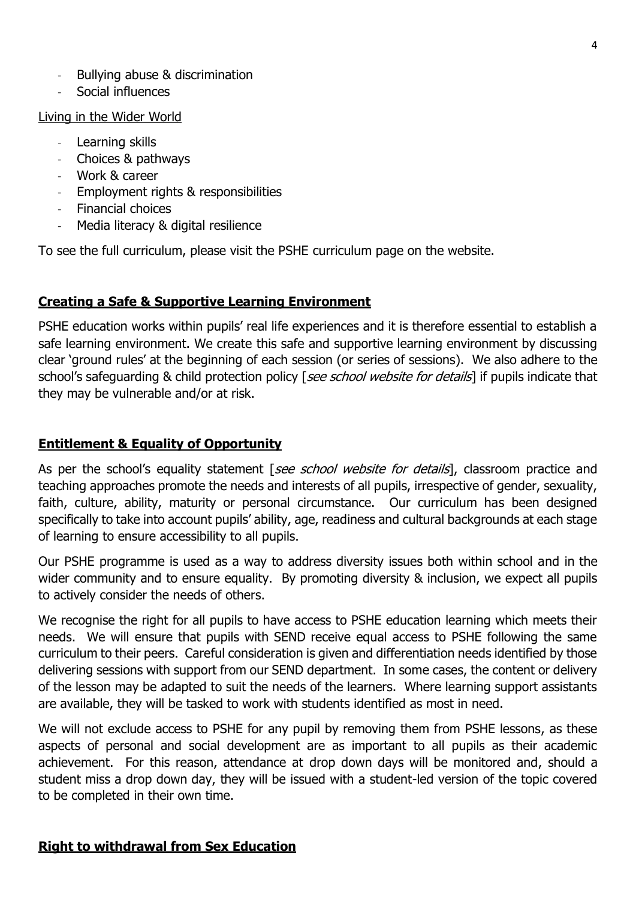- Bullying abuse & discrimination
- Social influences

Living in the Wider World

- Learning skills
- Choices & pathways
- Work & career
- Employment rights & responsibilities
- Financial choices
- Media literacy & digital resilience

To see the full curriculum, please visit the PSHE curriculum page on the website.

## Creating a Safe & Supportive Learning Environment

PSHE education works within pupils' real life experiences and it is therefore essential to establish a safe learning environment. We create this safe and supportive learning environment by discussing clear 'ground rules' at the beginning of each session (or series of sessions). We also adhere to the school's safeguarding & child protection policy [*see school website for details*] if pupils indicate that they may be vulnerable and/or at risk.

## Entitlement & Equality of Opportunity

As per the school's equality statement [*see school website for details*], classroom practice and teaching approaches promote the needs and interests of all pupils, irrespective of gender, sexuality, faith, culture, ability, maturity or personal circumstance. Our curriculum has been designed specifically to take into account pupils' ability, age, readiness and cultural backgrounds at each stage of learning to ensure accessibility to all pupils.

Our PSHE programme is used as a way to address diversity issues both within school and in the wider community and to ensure equality. By promoting diversity & inclusion, we expect all pupils to actively consider the needs of others.

We recognise the right for all pupils to have access to PSHE education learning which meets their needs. We will ensure that pupils with SEND receive equal access to PSHE following the same curriculum to their peers. Careful consideration is given and differentiation needs identified by those delivering sessions with support from our SEND department. In some cases, the content or delivery of the lesson may be adapted to suit the needs of the learners. Where learning support assistants are available, they will be tasked to work with students identified as most in need.

We will not exclude access to PSHE for any pupil by removing them from PSHE lessons, as these aspects of personal and social development are as important to all pupils as their academic achievement. For this reason, attendance at drop down days will be monitored and, should a student miss a drop down day, they will be issued with a student-led version of the topic covered to be completed in their own time.

## Right to withdrawal from Sex Education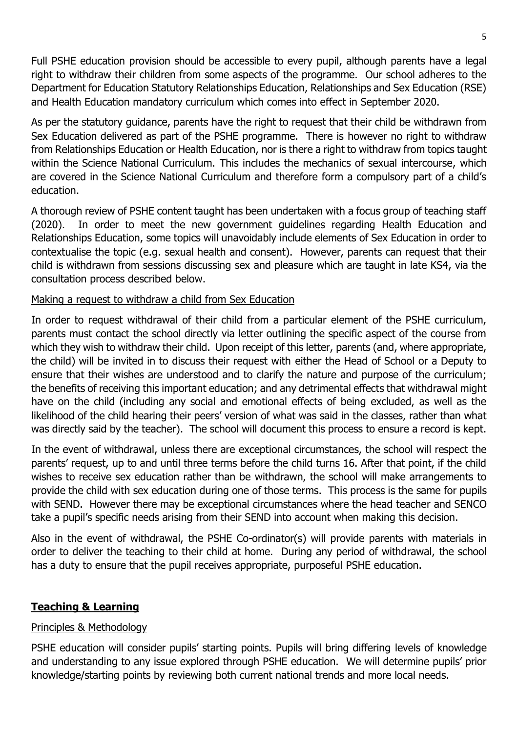Full PSHE education provision should be accessible to every pupil, although parents have a legal right to withdraw their children from some aspects of the programme. Our school adheres to the Department for Education Statutory Relationships Education, Relationships and Sex Education (RSE) and Health Education mandatory curriculum which comes into effect in September 2020.

As per the statutory guidance, parents have the right to request that their child be withdrawn from Sex Education delivered as part of the PSHE programme. There is however no right to withdraw from Relationships Education or Health Education, nor is there a right to withdraw from topics taught within the Science National Curriculum. This includes the mechanics of sexual intercourse, which are covered in the Science National Curriculum and therefore form a compulsory part of a child's education.

A thorough review of PSHE content taught has been undertaken with a focus group of teaching staff (2020). In order to meet the new government guidelines regarding Health Education and Relationships Education, some topics will unavoidably include elements of Sex Education in order to contextualise the topic (e.g. sexual health and consent). However, parents can request that their child is withdrawn from sessions discussing sex and pleasure which are taught in late KS4, via the consultation process described below.

### Making a request to withdraw a child from Sex Education

In order to request withdrawal of their child from a particular element of the PSHE curriculum, parents must contact the school directly via letter outlining the specific aspect of the course from which they wish to withdraw their child. Upon receipt of this letter, parents (and, where appropriate, the child) will be invited in to discuss their request with either the Head of School or a Deputy to ensure that their wishes are understood and to clarify the nature and purpose of the curriculum; the benefits of receiving this important education; and any detrimental effects that withdrawal might have on the child (including any social and emotional effects of being excluded, as well as the likelihood of the child hearing their peers' version of what was said in the classes, rather than what was directly said by the teacher). The school will document this process to ensure a record is kept.

In the event of withdrawal, unless there are exceptional circumstances, the school will respect the parents' request, up to and until three terms before the child turns 16. After that point, if the child wishes to receive sex education rather than be withdrawn, the school will make arrangements to provide the child with sex education during one of those terms. This process is the same for pupils with SEND. However there may be exceptional circumstances where the head teacher and SENCO take a pupil's specific needs arising from their SEND into account when making this decision.

Also in the event of withdrawal, the PSHE Co-ordinator(s) will provide parents with materials in order to deliver the teaching to their child at home. During any period of withdrawal, the school has a duty to ensure that the pupil receives appropriate, purposeful PSHE education.

## Teaching & Learning

### Principles & Methodology

PSHE education will consider pupils' starting points. Pupils will bring differing levels of knowledge and understanding to any issue explored through PSHE education. We will determine pupils' prior knowledge/starting points by reviewing both current national trends and more local needs.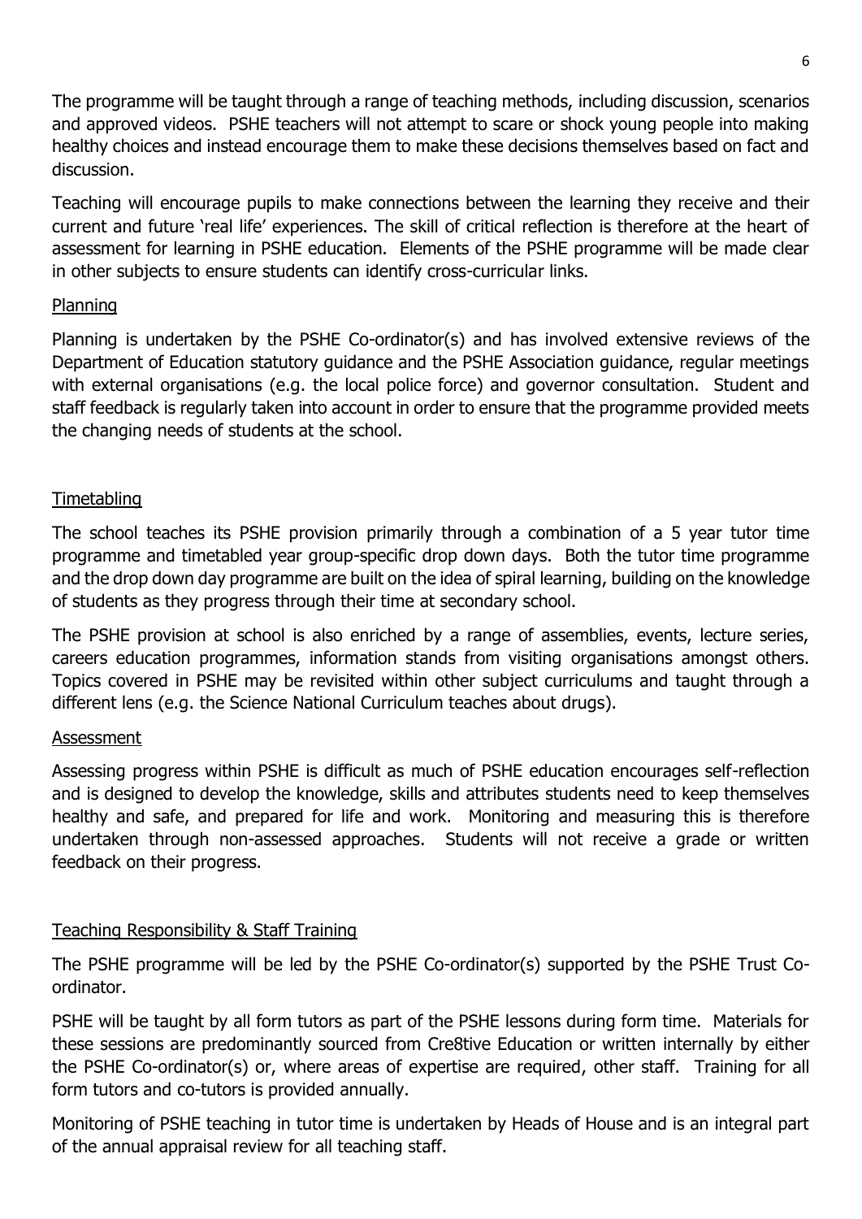The programme will be taught through a range of teaching methods, including discussion, scenarios and approved videos. PSHE teachers will not attempt to scare or shock young people into making healthy choices and instead encourage them to make these decisions themselves based on fact and discussion.

Teaching will encourage pupils to make connections between the learning they receive and their current and future 'real life' experiences. The skill of critical reflection is therefore at the heart of assessment for learning in PSHE education. Elements of the PSHE programme will be made clear in other subjects to ensure students can identify cross-curricular links.

## Planning

Planning is undertaken by the PSHE Co-ordinator(s) and has involved extensive reviews of the Department of Education statutory guidance and the PSHE Association guidance, regular meetings with external organisations (e.g. the local police force) and governor consultation. Student and staff feedback is regularly taken into account in order to ensure that the programme provided meets the changing needs of students at the school.

## Timetabling

The school teaches its PSHE provision primarily through a combination of a 5 year tutor time programme and timetabled year group-specific drop down days. Both the tutor time programme and the drop down day programme are built on the idea of spiral learning, building on the knowledge of students as they progress through their time at secondary school.

The PSHE provision at school is also enriched by a range of assemblies, events, lecture series, careers education programmes, information stands from visiting organisations amongst others. Topics covered in PSHE may be revisited within other subject curriculums and taught through a different lens (e.g. the Science National Curriculum teaches about drugs).

## Assessment

Assessing progress within PSHE is difficult as much of PSHE education encourages self-reflection and is designed to develop the knowledge, skills and attributes students need to keep themselves healthy and safe, and prepared for life and work. Monitoring and measuring this is therefore undertaken through non-assessed approaches. Students will not receive a grade or written feedback on their progress.

## Teaching Responsibility & Staff Training

The PSHE programme will be led by the PSHE Co-ordinator(s) supported by the PSHE Trust Co-ordinator.

PSHE will be taught by all form tutors as part of the PSHE lessons during form time. Materials for these sessions are predominantly sourced from Cre8tive Education or written internally by either the PSHE Co-ordinator(s) or, where areas of expertise are required, other staff. Training for all form tutors and co-tutors is provided annually.

Monitoring of PSHE teaching in tutor time is undertaken by Heads of House and is an integral part of the annual appraisal review for all teaching staff.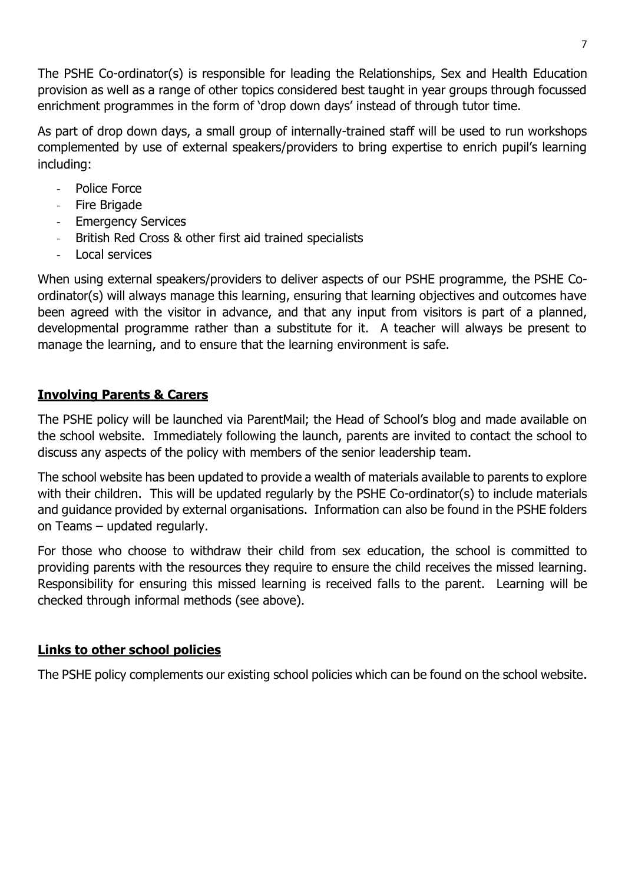The PSHE Co-ordinator(s) is responsible for leading the Relationships, Sex and Health Education provision as well as a range of other topics considered best taught in year groups through focussed enrichment programmes in the form of 'drop down days' instead of through tutor time.

As part of drop down days, a small group of internally-trained staff will be used to run workshops complemented by use of external speakers/providers to bring expertise to enrich pupil's learning including:

- Police Force
- Fire Brigade
- Emergency Services
- British Red Cross & other first aid trained specialists
- Local services

When using external speakers/providers to deliver aspects of our PSHE programme, the PSHE Co-ordinator(s) will always manage this learning, ensuring that learning objectives and outcomes have been agreed with the visitor in advance, and that any input from visitors is part of a planned, developmental programme rather than a substitute for it. A teacher will always be present to manage the learning, and to ensure that the learning environment is safe.

## **Involving Parents & Carers**

The PSHE policy will be launched via ParentMail; the Head of School's blog and made available on the school website. Immediately following the launch, parents are invited to contact the school to discuss any aspects of the policy with members of the senior leadership team.

The school website has been updated to provide a wealth of materials available to parents to explore with their children. This will be updated regularly by the PSHE Co-ordinator(s) to include materials and guidance provided by external organisations. Information can also be found in the PSHE folders on Teams – updated regularly.

For those who choose to withdraw their child from sex education, the school is committed to providing parents with the resources they require to ensure the child receives the missed learning. Responsibility for ensuring this missed learning is received falls to the parent. Learning will be checked through informal methods (see above).

## **Links to other school policies**

The PSHE policy complements our existing school policies which can be found on the school website.